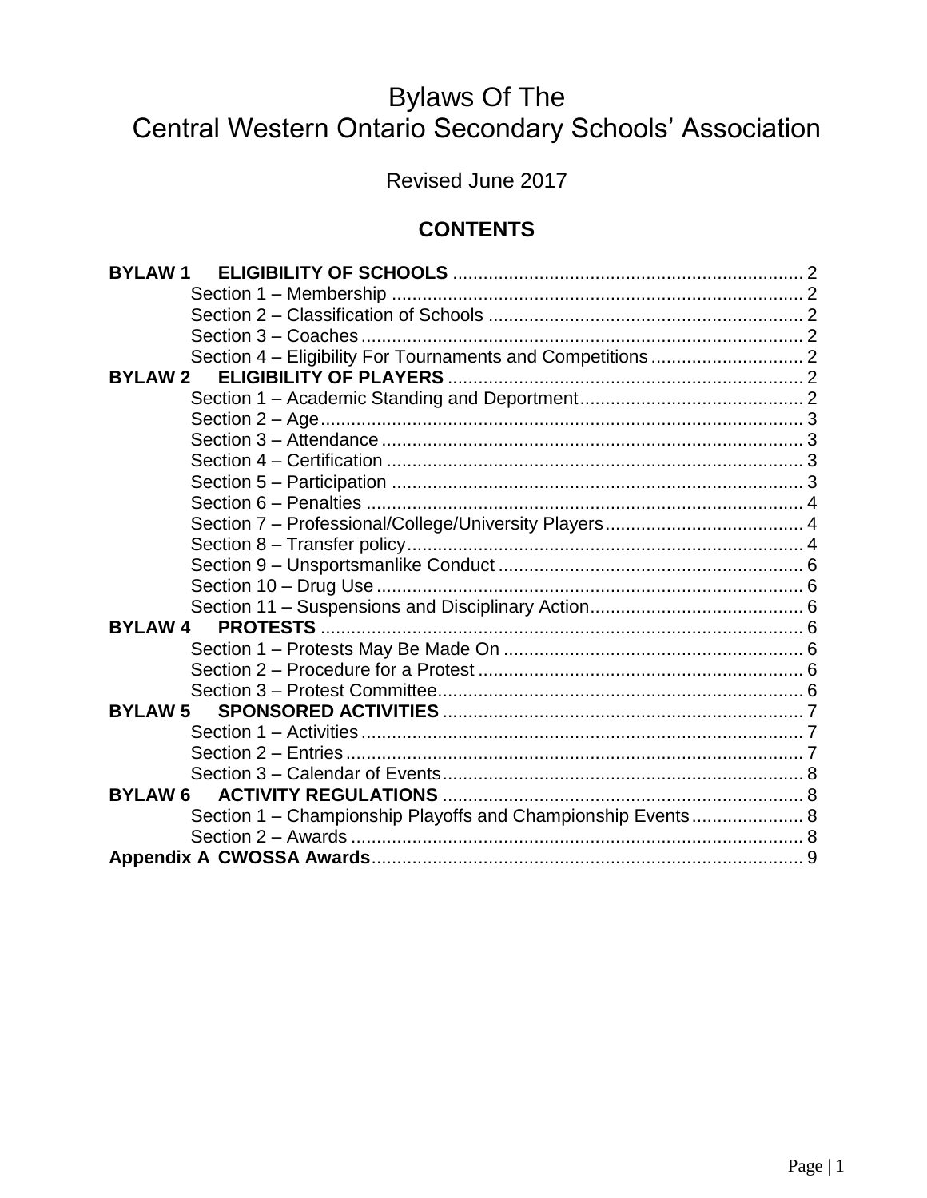# Bylaws Of The Central Western Ontario Secondary Schools' Association

Revised June 2017

## CONTENTS

**BYLAW 1 ELIGIBILITY OF SCHOOLS** ..... 2
- Section 1 – Membership ..... 2
- Section 2 – Classification of Schools ..... 2
- Section 3 – Coaches ..... 2
- Section 4 – Eligibility For Tournaments and Competitions ..... 2

**BYLAW 2 ELIGIBILITY OF PLAYERS** ..... 2
- Section 1 – Academic Standing and Deportment ..... 2
- Section 2 – Age ..... 3
- Section 3 – Attendance ..... 3
- Section 4 – Certification ..... 3
- Section 5 – Participation ..... 3
- Section 6 – Penalties ..... 4
- Section 7 – Professional/College/University Players ..... 4
- Section 8 – Transfer policy ..... 4
- Section 9 – Unsportsmanlike Conduct ..... 6
- Section 10 – Drug Use ..... 6
- Section 11 – Suspensions and Disciplinary Action ..... 6

**BYLAW 4 PROTESTS** ..... 6
- Section 1 – Protests May Be Made On ..... 6
- Section 2 – Procedure for a Protest ..... 6
- Section 3 – Protest Committee ..... 6

**BYLAW 5 SPONSORED ACTIVITIES** ..... 7
- Section 1 – Activities ..... 7
- Section 2 – Entries ..... 7
- Section 3 – Calendar of Events ..... 8

**BYLAW 6 ACTIVITY REGULATIONS** ..... 8
- Section 1 – Championship Playoffs and Championship Events ..... 8
- Section 2 – Awards ..... 8

**Appendix A CWOSSA Awards** ..... 9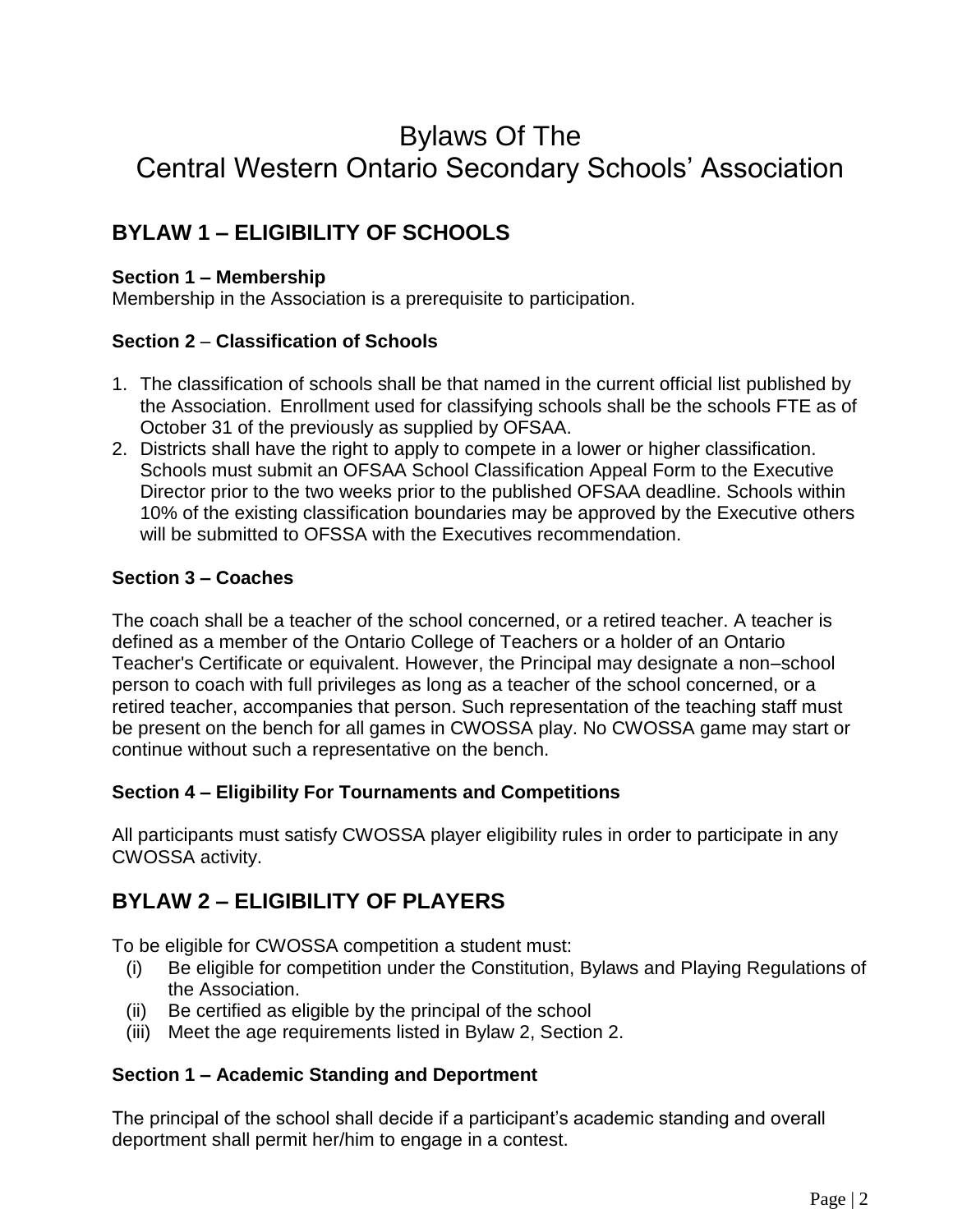# Bylaws Of The
# Central Western Ontario Secondary Schools' Association

## BYLAW 1 – ELIGIBILITY OF SCHOOLS

### Section 1 – Membership

Membership in the Association is a prerequisite to participation.

### Section 2 – Classification of Schools

1. The classification of schools shall be that named in the current official list published by the Association. Enrollment used for classifying schools shall be the schools FTE as of October 31 of the previously as supplied by OFSAA.
2. Districts shall have the right to apply to compete in a lower or higher classification. Schools must submit an OFSAA School Classification Appeal Form to the Executive Director prior to the two weeks prior to the published OFSAA deadline. Schools within 10% of the existing classification boundaries may be approved by the Executive others will be submitted to OFSSA with the Executives recommendation.

### Section 3 – Coaches

The coach shall be a teacher of the school concerned, or a retired teacher. A teacher is defined as a member of the Ontario College of Teachers or a holder of an Ontario Teacher's Certificate or equivalent. However, the Principal may designate a non–school person to coach with full privileges as long as a teacher of the school concerned, or a retired teacher, accompanies that person. Such representation of the teaching staff must be present on the bench for all games in CWOSSA play. No CWOSSA game may start or continue without such a representative on the bench.

### Section 4 – Eligibility For Tournaments and Competitions

All participants must satisfy CWOSSA player eligibility rules in order to participate in any CWOSSA activity.

## BYLAW 2 – ELIGIBILITY OF PLAYERS

To be eligible for CWOSSA competition a student must:

(i) Be eligible for competition under the Constitution, Bylaws and Playing Regulations of the Association.
(ii) Be certified as eligible by the principal of the school
(iii) Meet the age requirements listed in Bylaw 2, Section 2.

### Section 1 – Academic Standing and Deportment

The principal of the school shall decide if a participant's academic standing and overall deportment shall permit her/him to engage in a contest.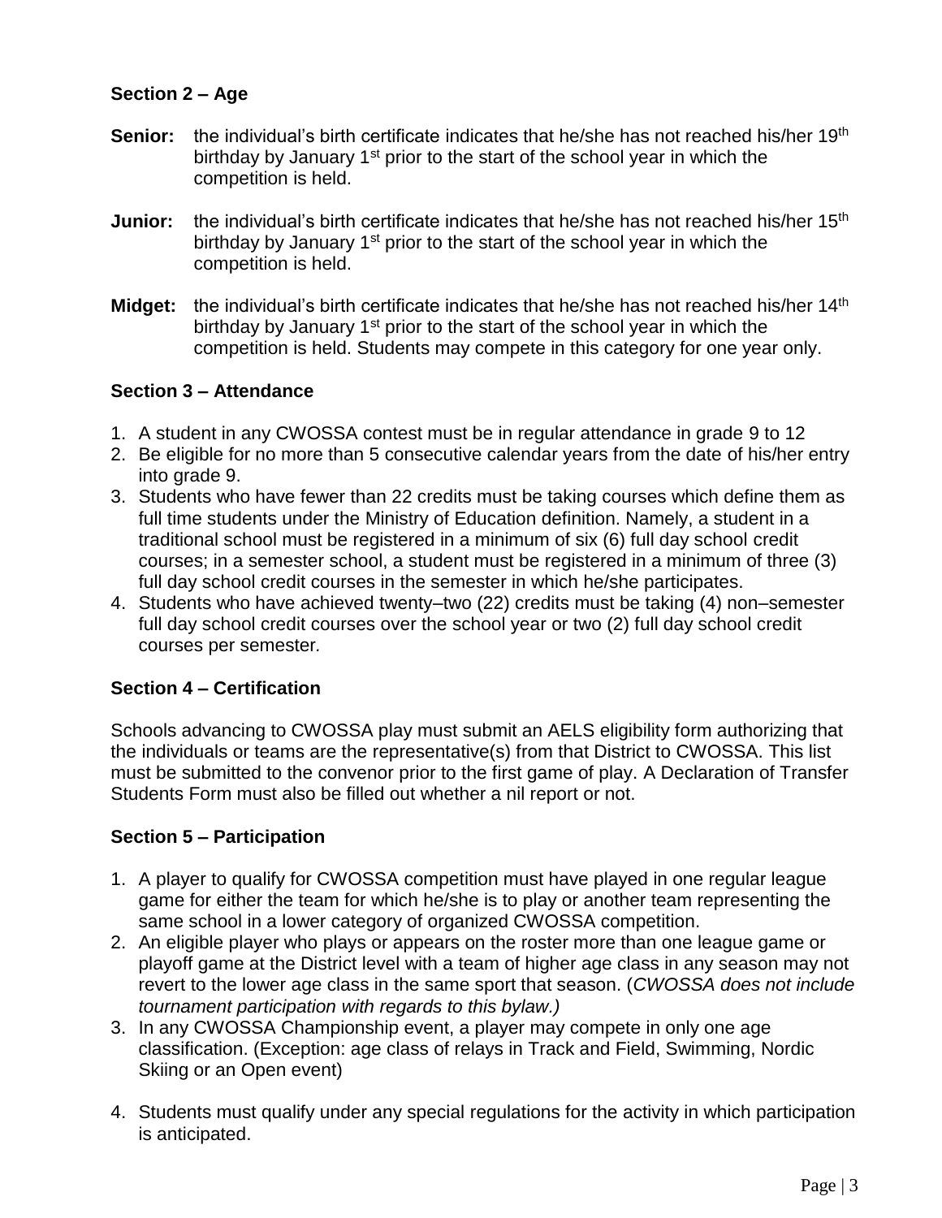### Section 2 – Age

**Senior:** the individual's birth certificate indicates that he/she has not reached his/her 19th birthday by January 1st prior to the start of the school year in which the competition is held.

**Junior:** the individual's birth certificate indicates that he/she has not reached his/her 15th birthday by January 1st prior to the start of the school year in which the competition is held.

**Midget:** the individual's birth certificate indicates that he/she has not reached his/her 14th birthday by January 1st prior to the start of the school year in which the competition is held. Students may compete in this category for one year only.

### Section 3 – Attendance

1. A student in any CWOSSA contest must be in regular attendance in grade 9 to 12
2. Be eligible for no more than 5 consecutive calendar years from the date of his/her entry into grade 9.
3. Students who have fewer than 22 credits must be taking courses which define them as full time students under the Ministry of Education definition. Namely, a student in a traditional school must be registered in a minimum of six (6) full day school credit courses; in a semester school, a student must be registered in a minimum of three (3) full day school credit courses in the semester in which he/she participates.
4. Students who have achieved twenty–two (22) credits must be taking (4) non–semester full day school credit courses over the school year or two (2) full day school credit courses per semester.

### Section 4 – Certification

Schools advancing to CWOSSA play must submit an AELS eligibility form authorizing that the individuals or teams are the representative(s) from that District to CWOSSA. This list must be submitted to the convenor prior to the first game of play. A Declaration of Transfer Students Form must also be filled out whether a nil report or not.

### Section 5 – Participation

1. A player to qualify for CWOSSA competition must have played in one regular league game for either the team for which he/she is to play or another team representing the same school in a lower category of organized CWOSSA competition.
2. An eligible player who plays or appears on the roster more than one league game or playoff game at the District level with a team of higher age class in any season may not revert to the lower age class in the same sport that season. (*CWOSSA does not include tournament participation with regards to this bylaw.)*
3. In any CWOSSA Championship event, a player may compete in only one age classification. (Exception: age class of relays in Track and Field, Swimming, Nordic Skiing or an Open event)
4. Students must qualify under any special regulations for the activity in which participation is anticipated.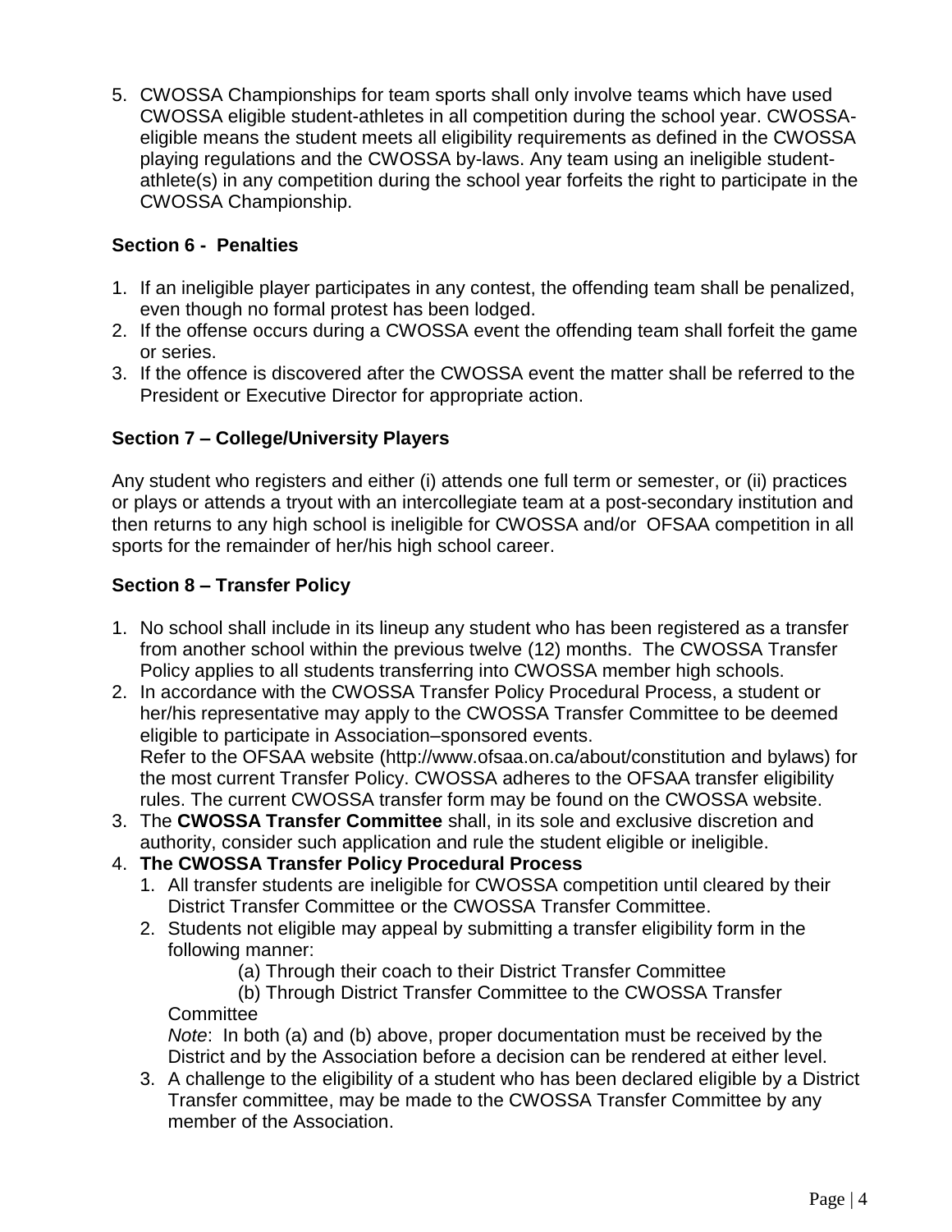5. CWOSSA Championships for team sports shall only involve teams which have used CWOSSA eligible student-athletes in all competition during the school year. CWOSSA-eligible means the student meets all eligibility requirements as defined in the CWOSSA playing regulations and the CWOSSA by-laws. Any team using an ineligible student-athlete(s) in any competition during the school year forfeits the right to participate in the CWOSSA Championship.

### Section 6 - Penalties

1. If an ineligible player participates in any contest, the offending team shall be penalized, even though no formal protest has been lodged.
2. If the offense occurs during a CWOSSA event the offending team shall forfeit the game or series.
3. If the offence is discovered after the CWOSSA event the matter shall be referred to the President or Executive Director for appropriate action.

### Section 7 – College/University Players

Any student who registers and either (i) attends one full term or semester, or (ii) practices or plays or attends a tryout with an intercollegiate team at a post-secondary institution and then returns to any high school is ineligible for CWOSSA and/or OFSAA competition in all sports for the remainder of her/his high school career.

### Section 8 – Transfer Policy

1. No school shall include in its lineup any student who has been registered as a transfer from another school within the previous twelve (12) months. The CWOSSA Transfer Policy applies to all students transferring into CWOSSA member high schools.
2. In accordance with the CWOSSA Transfer Policy Procedural Process, a student or her/his representative may apply to the CWOSSA Transfer Committee to be deemed eligible to participate in Association–sponsored events.
   Refer to the OFSAA website (http://www.ofsaa.on.ca/about/constitution and bylaws) for the most current Transfer Policy. CWOSSA adheres to the OFSAA transfer eligibility rules. The current CWOSSA transfer form may be found on the CWOSSA website.
3. The **CWOSSA Transfer Committee** shall, in its sole and exclusive discretion and authority, consider such application and rule the student eligible or ineligible.
4. **The CWOSSA Transfer Policy Procedural Process**
   1. All transfer students are ineligible for CWOSSA competition until cleared by their District Transfer Committee or the CWOSSA Transfer Committee.
   2. Students not eligible may appeal by submitting a transfer eligibility form in the following manner:
      (a) Through their coach to their District Transfer Committee
      (b) Through District Transfer Committee to the CWOSSA Transfer Committee
      *Note*: In both (a) and (b) above, proper documentation must be received by the District and by the Association before a decision can be rendered at either level.
   3. A challenge to the eligibility of a student who has been declared eligible by a District Transfer committee, may be made to the CWOSSA Transfer Committee by any member of the Association.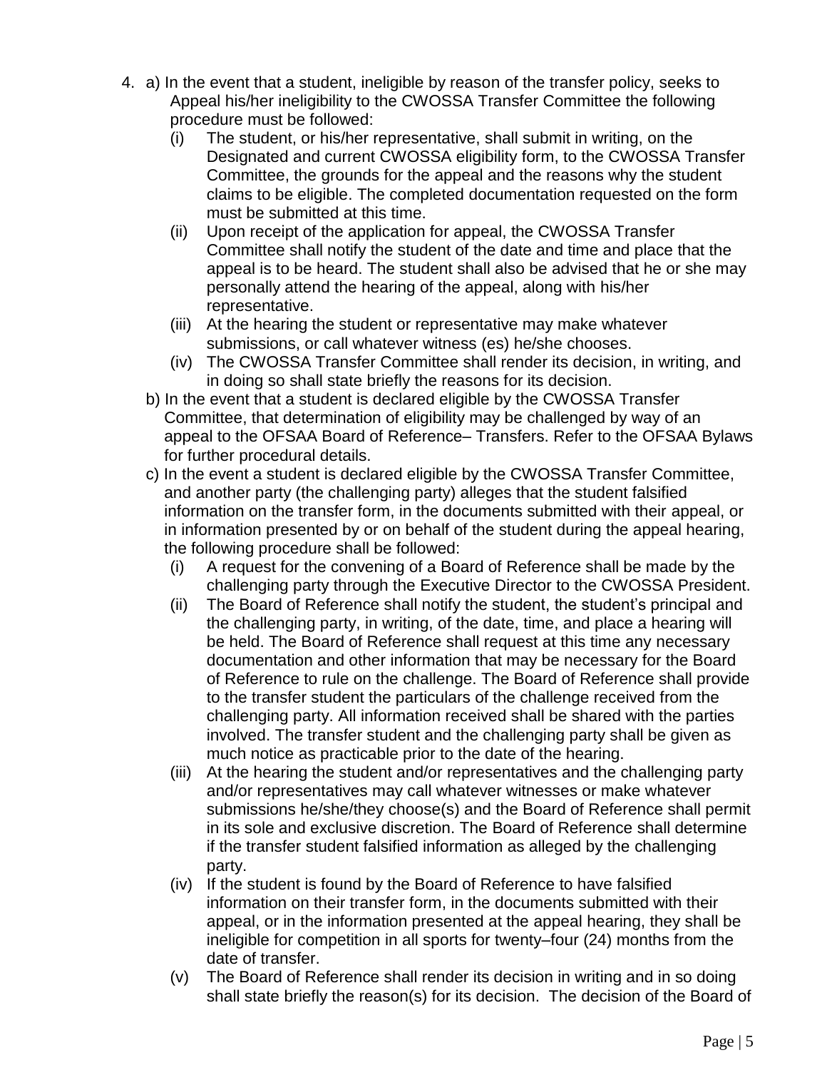4. a) In the event that a student, ineligible by reason of the transfer policy, seeks to Appeal his/her ineligibility to the CWOSSA Transfer Committee the following procedure must be followed:
   - (i) The student, or his/her representative, shall submit in writing, on the Designated and current CWOSSA eligibility form, to the CWOSSA Transfer Committee, the grounds for the appeal and the reasons why the student claims to be eligible. The completed documentation requested on the form must be submitted at this time.
   - (ii) Upon receipt of the application for appeal, the CWOSSA Transfer Committee shall notify the student of the date and time and place that the appeal is to be heard. The student shall also be advised that he or she may personally attend the hearing of the appeal, along with his/her representative.
   - (iii) At the hearing the student or representative may make whatever submissions, or call whatever witness (es) he/she chooses.
   - (iv) The CWOSSA Transfer Committee shall render its decision, in writing, and in doing so shall state briefly the reasons for its decision.

   b) In the event that a student is declared eligible by the CWOSSA Transfer Committee, that determination of eligibility may be challenged by way of an appeal to the OFSAA Board of Reference– Transfers. Refer to the OFSAA Bylaws for further procedural details.

   c) In the event a student is declared eligible by the CWOSSA Transfer Committee, and another party (the challenging party) alleges that the student falsified information on the transfer form, in the documents submitted with their appeal, or in information presented by or on behalf of the student during the appeal hearing, the following procedure shall be followed:
   - (i) A request for the convening of a Board of Reference shall be made by the challenging party through the Executive Director to the CWOSSA President.
   - (ii) The Board of Reference shall notify the student, the student's principal and the challenging party, in writing, of the date, time, and place a hearing will be held. The Board of Reference shall request at this time any necessary documentation and other information that may be necessary for the Board of Reference to rule on the challenge. The Board of Reference shall provide to the transfer student the particulars of the challenge received from the challenging party. All information received shall be shared with the parties involved. The transfer student and the challenging party shall be given as much notice as practicable prior to the date of the hearing.
   - (iii) At the hearing the student and/or representatives and the challenging party and/or representatives may call whatever witnesses or make whatever submissions he/she/they choose(s) and the Board of Reference shall permit in its sole and exclusive discretion. The Board of Reference shall determine if the transfer student falsified information as alleged by the challenging party.
   - (iv) If the student is found by the Board of Reference to have falsified information on their transfer form, in the documents submitted with their appeal, or in the information presented at the appeal hearing, they shall be ineligible for competition in all sports for twenty–four (24) months from the date of transfer.
   - (v) The Board of Reference shall render its decision in writing and in so doing shall state briefly the reason(s) for its decision. The decision of the Board of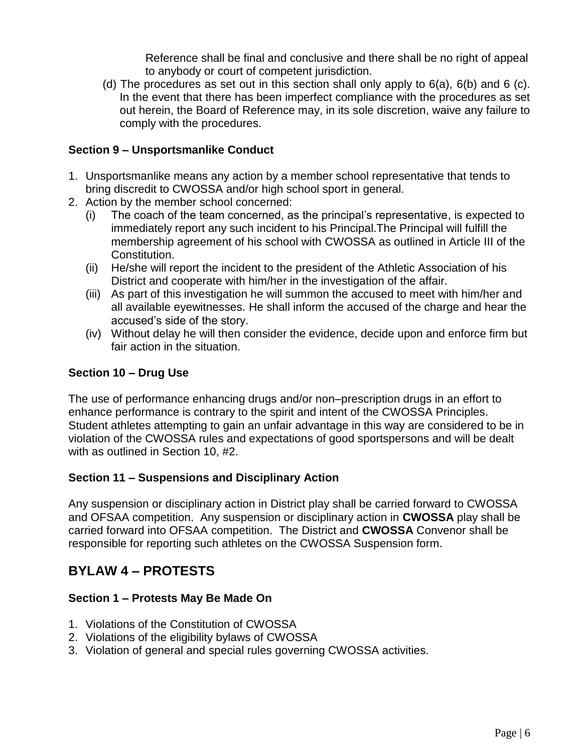Reference shall be final and conclusive and there shall be no right of appeal to anybody or court of competent jurisdiction.

(d) The procedures as set out in this section shall only apply to 6(a), 6(b) and 6 (c). In the event that there has been imperfect compliance with the procedures as set out herein, the Board of Reference may, in its sole discretion, waive any failure to comply with the procedures.

### Section 9 – Unsportsmanlike Conduct

1. Unsportsmanlike means any action by a member school representative that tends to bring discredit to CWOSSA and/or high school sport in general.
2. Action by the member school concerned:
   (i) The coach of the team concerned, as the principal's representative, is expected to immediately report any such incident to his Principal.The Principal will fulfill the membership agreement of his school with CWOSSA as outlined in Article III of the Constitution.
   (ii) He/she will report the incident to the president of the Athletic Association of his District and cooperate with him/her in the investigation of the affair.
   (iii) As part of this investigation he will summon the accused to meet with him/her and all available eyewitnesses. He shall inform the accused of the charge and hear the accused's side of the story.
   (iv) Without delay he will then consider the evidence, decide upon and enforce firm but fair action in the situation.

### Section 10 – Drug Use

The use of performance enhancing drugs and/or non–prescription drugs in an effort to enhance performance is contrary to the spirit and intent of the CWOSSA Principles. Student athletes attempting to gain an unfair advantage in this way are considered to be in violation of the CWOSSA rules and expectations of good sportspersons and will be dealt with as outlined in Section 10, #2.

### Section 11 – Suspensions and Disciplinary Action

Any suspension or disciplinary action in District play shall be carried forward to CWOSSA and OFSAA competition. Any suspension or disciplinary action in **CWOSSA** play shall be carried forward into OFSAA competition. The District and **CWOSSA** Convenor shall be responsible for reporting such athletes on the CWOSSA Suspension form.

## BYLAW 4 – PROTESTS

### Section 1 – Protests May Be Made On

1. Violations of the Constitution of CWOSSA
2. Violations of the eligibility bylaws of CWOSSA
3. Violation of general and special rules governing CWOSSA activities.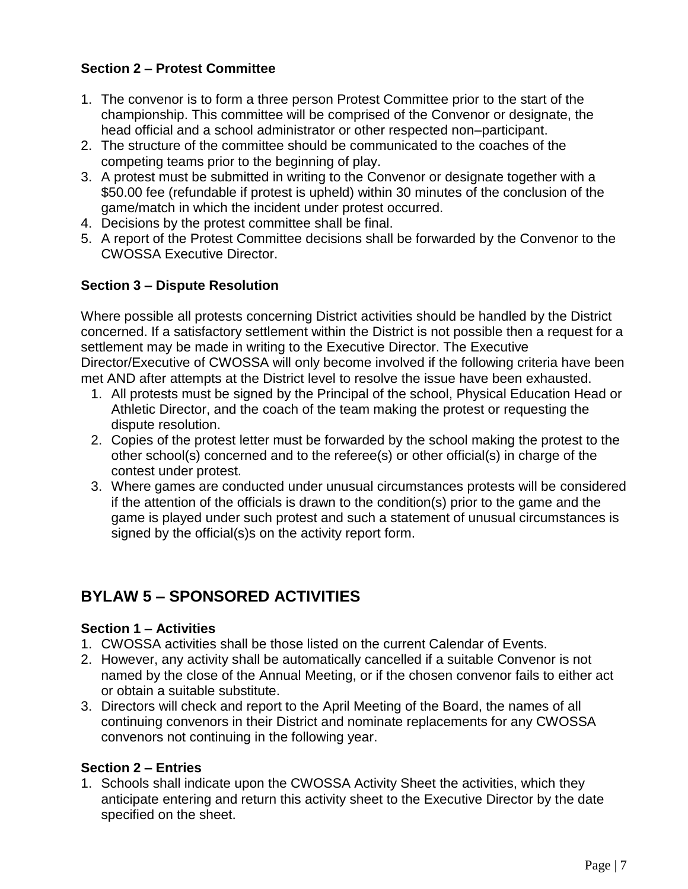### Section 2 – Protest Committee

1. The convenor is to form a three person Protest Committee prior to the start of the championship. This committee will be comprised of the Convenor or designate, the head official and a school administrator or other respected non–participant.
2. The structure of the committee should be communicated to the coaches of the competing teams prior to the beginning of play.
3. A protest must be submitted in writing to the Convenor or designate together with a $50.00 fee (refundable if protest is upheld) within 30 minutes of the conclusion of the game/match in which the incident under protest occurred.
4. Decisions by the protest committee shall be final.
5. A report of the Protest Committee decisions shall be forwarded by the Convenor to the CWOSSA Executive Director.

### Section 3 – Dispute Resolution

Where possible all protests concerning District activities should be handled by the District concerned. If a satisfactory settlement within the District is not possible then a request for a settlement may be made in writing to the Executive Director. The Executive Director/Executive of CWOSSA will only become involved if the following criteria have been met AND after attempts at the District level to resolve the issue have been exhausted.

1. All protests must be signed by the Principal of the school, Physical Education Head or Athletic Director, and the coach of the team making the protest or requesting the dispute resolution.
2. Copies of the protest letter must be forwarded by the school making the protest to the other school(s) concerned and to the referee(s) or other official(s) in charge of the contest under protest.
3. Where games are conducted under unusual circumstances protests will be considered if the attention of the officials is drawn to the condition(s) prior to the game and the game is played under such protest and such a statement of unusual circumstances is signed by the official(s)s on the activity report form.

## BYLAW 5 – SPONSORED ACTIVITIES

### Section 1 – Activities

1. CWOSSA activities shall be those listed on the current Calendar of Events.
2. However, any activity shall be automatically cancelled if a suitable Convenor is not named by the close of the Annual Meeting, or if the chosen convenor fails to either act or obtain a suitable substitute.
3. Directors will check and report to the April Meeting of the Board, the names of all continuing convenors in their District and nominate replacements for any CWOSSA convenors not continuing in the following year.

### Section 2 – Entries

1. Schools shall indicate upon the CWOSSA Activity Sheet the activities, which they anticipate entering and return this activity sheet to the Executive Director by the date specified on the sheet.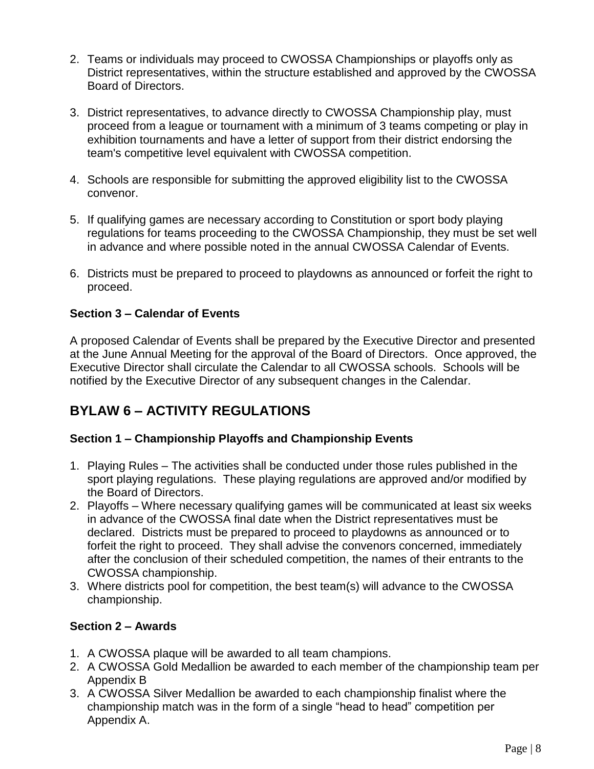2. Teams or individuals may proceed to CWOSSA Championships or playoffs only as District representatives, within the structure established and approved by the CWOSSA Board of Directors.

3. District representatives, to advance directly to CWOSSA Championship play, must proceed from a league or tournament with a minimum of 3 teams competing or play in exhibition tournaments and have a letter of support from their district endorsing the team's competitive level equivalent with CWOSSA competition.

4. Schools are responsible for submitting the approved eligibility list to the CWOSSA convenor.

5. If qualifying games are necessary according to Constitution or sport body playing regulations for teams proceeding to the CWOSSA Championship, they must be set well in advance and where possible noted in the annual CWOSSA Calendar of Events.

6. Districts must be prepared to proceed to playdowns as announced or forfeit the right to proceed.

### Section 3 – Calendar of Events

A proposed Calendar of Events shall be prepared by the Executive Director and presented at the June Annual Meeting for the approval of the Board of Directors. Once approved, the Executive Director shall circulate the Calendar to all CWOSSA schools. Schools will be notified by the Executive Director of any subsequent changes in the Calendar.

## BYLAW 6 – ACTIVITY REGULATIONS

### Section 1 – Championship Playoffs and Championship Events

1. Playing Rules – The activities shall be conducted under those rules published in the sport playing regulations. These playing regulations are approved and/or modified by the Board of Directors.
2. Playoffs – Where necessary qualifying games will be communicated at least six weeks in advance of the CWOSSA final date when the District representatives must be declared. Districts must be prepared to proceed to playdowns as announced or to forfeit the right to proceed. They shall advise the convenors concerned, immediately after the conclusion of their scheduled competition, the names of their entrants to the CWOSSA championship.
3. Where districts pool for competition, the best team(s) will advance to the CWOSSA championship.

### Section 2 – Awards

1. A CWOSSA plaque will be awarded to all team champions.
2. A CWOSSA Gold Medallion be awarded to each member of the championship team per Appendix B
3. A CWOSSA Silver Medallion be awarded to each championship finalist where the championship match was in the form of a single "head to head" competition per Appendix A.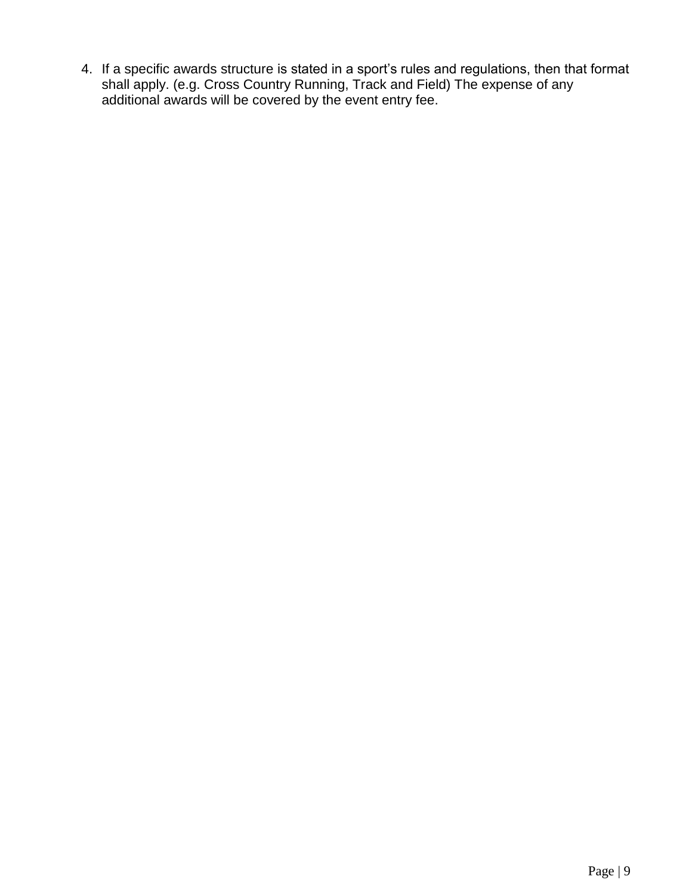4. If a specific awards structure is stated in a sport's rules and regulations, then that format shall apply. (e.g. Cross Country Running, Track and Field) The expense of any additional awards will be covered by the event entry fee.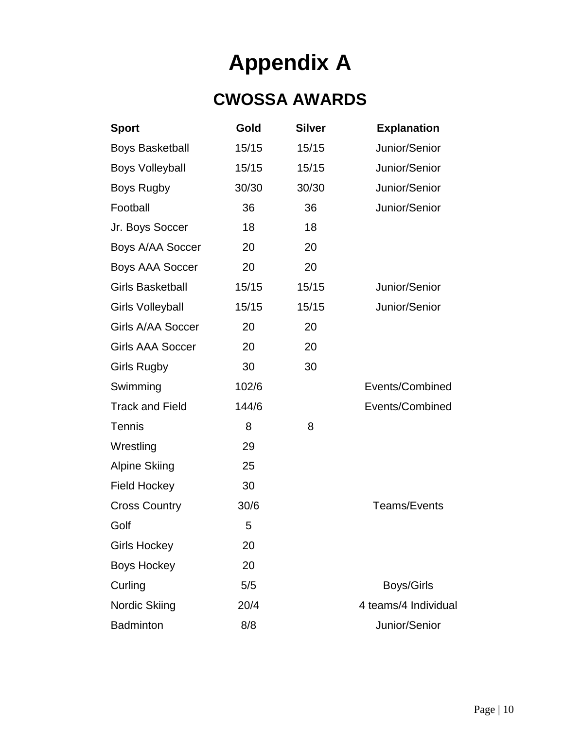# Appendix A

## CWOSSA AWARDS

| Sport | Gold | Silver | Explanation |
|---|---|---|---|
| Boys Basketball | 15/15 | 15/15 | Junior/Senior |
| Boys Volleyball | 15/15 | 15/15 | Junior/Senior |
| Boys Rugby | 30/30 | 30/30 | Junior/Senior |
| Football | 36 | 36 | Junior/Senior |
| Jr. Boys Soccer | 18 | 18 | |
| Boys A/AA Soccer | 20 | 20 | |
| Boys AAA Soccer | 20 | 20 | |
| Girls Basketball | 15/15 | 15/15 | Junior/Senior |
| Girls Volleyball | 15/15 | 15/15 | Junior/Senior |
| Girls A/AA Soccer | 20 | 20 | |
| Girls AAA Soccer | 20 | 20 | |
| Girls Rugby | 30 | 30 | |
| Swimming | 102/6 | | Events/Combined |
| Track and Field | 144/6 | | Events/Combined |
| Tennis | 8 | 8 | |
| Wrestling | 29 | | |
| Alpine Skiing | 25 | | |
| Field Hockey | 30 | | |
| Cross Country | 30/6 | | Teams/Events |
| Golf | 5 | | |
| Girls Hockey | 20 | | |
| Boys Hockey | 20 | | |
| Curling | 5/5 | | Boys/Girls |
| Nordic Skiing | 20/4 | | 4 teams/4 Individual |
| Badminton | 8/8 | | Junior/Senior |